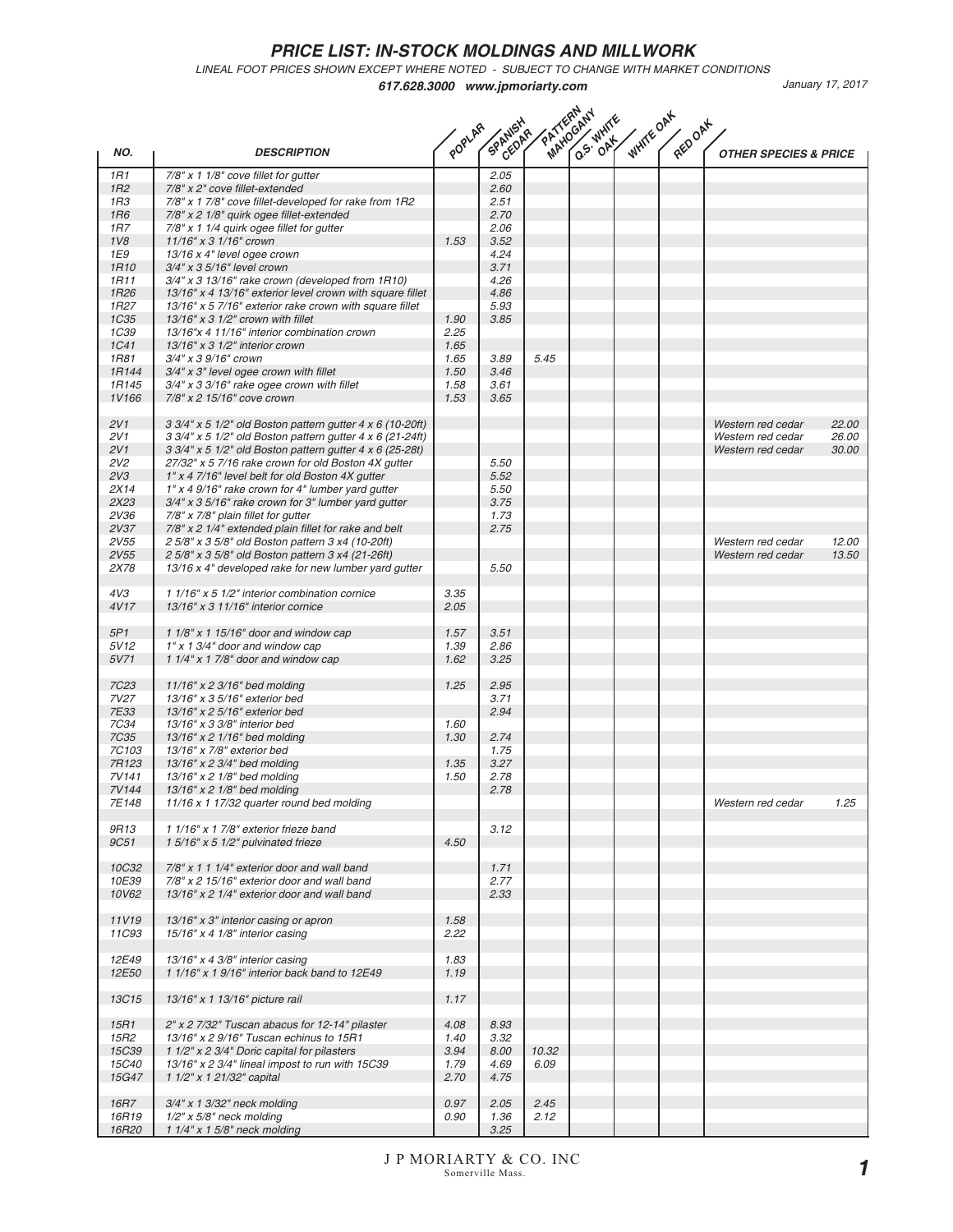# PRICE LIST: IN-STOCK MOLDINGS AND MILLWORK

*LINEAL FOOT PRICES SHOWN EXCEPT WHERE NOTED - SUBJECT TO CHANGE WITH MARKET CONDITIONS*

**617.628.3000 www.jpmoriarty.com**

*January 17, 2017*

| NO. | DESCRIPTION | POPLAR | SPANISH CEDAR | PATTERN MAHOGANY | Q.S. WHITE OAK | WHITE OAK | RED OAK | OTHER SPECIES & PRICE | |
|---|---|---|---|---|---|---|---|---|---|
| 1R1 | 7/8" x 1 1/8" cove fillet for gutter | | 2.05 | | | | | | |
| 1R2 | 7/8" x 2" cove fillet-extended | | 2.60 | | | | | | |
| 1R3 | 7/8" x 1 7/8" cove fillet-developed for rake from 1R2 | | 2.51 | | | | | | |
| 1R6 | 7/8" x 2 1/8" quirk ogee fillet-extended | | 2.70 | | | | | | |
| 1R7 | 7/8" x 1 1/4" quirk ogee fillet for gutter | | 2.06 | | | | | | |
| 1V8 | 11/16" x 3 1/16" crown | 1.53 | 3.52 | | | | | | |
| 1E9 | 13/16 x 4" level ogee crown | | 4.24 | | | | | | |
| 1R10 | 3/4" x 3 5/16" level crown | | 3.71 | | | | | | |
| 1R11 | 3/4" x 3 13/16" rake crown (developed from 1R10) | | 4.26 | | | | | | |
| 1R26 | 13/16" x 4 13/16" exterior level crown with square fillet | | 4.86 | | | | | | |
| 1R27 | 13/16" x 5 7/16" exterior rake crown with square fillet | | 5.93 | | | | | | |
| 1C35 | 13/16" x 3 1/2" crown with fillet | 1.90 | 3.85 | | | | | | |
| 1C39 | 13/16"x 4 11/16" interior combination crown | 2.25 | | | | | | | |
| 1C41 | 13/16" x 3 1/2" interior crown | 1.65 | | | | | | | |
| 1R81 | 3/4" x 3 9/16" crown | 1.65 | 3.89 | 5.45 | | | | | |
| 1R144 | 3/4" x 3" level ogee crown with fillet | 1.50 | 3.46 | | | | | | |
| 1R145 | 3/4" x 3 3/16" rake ogee crown with fillet | 1.58 | 3.61 | | | | | | |
| 1V166 | 7/8" x 2 15/16" cove crown | 1.53 | 3.65 | | | | | | |
| | | | | | | | | | |
| 2V1 | 3 3/4" x 5 1/2" old Boston pattern gutter 4 x 6 (10-20ft) | | | | | | | Western red cedar | 22.00 |
| 2V1 | 3 3/4" x 5 1/2" old Boston pattern gutter 4 x 6 (21-24ft) | | | | | | | Western red cedar | 26.00 |
| 2V1 | 3 3/4" x 5 1/2" old Boston pattern gutter 4 x 6 (25-28t) | | | | | | | Western red cedar | 30.00 |
| 2V2 | 27/32" x 5 7/16 rake crown for old Boston 4X gutter | | 5.50 | | | | | | |
| 2V3 | 1" x 4 7/16" level belt for old Boston 4X gutter | | 5.52 | | | | | | |
| 2X14 | 1" x 4 9/16" rake crown for 4" lumber yard gutter | | 5.50 | | | | | | |
| 2X23 | 3/4" x 3 5/16" rake crown for 3" lumber yard gutter | | 3.75 | | | | | | |
| 2V36 | 7/8" x 7/8" plain fillet for gutter | | 1.73 | | | | | | |
| 2V37 | 7/8" x 2 1/4" extended plain fillet for rake and belt | | 2.75 | | | | | | |
| 2V55 | 2 5/8" x 3 5/8" old Boston pattern 3 x4 (10-20ft) | | | | | | | Western red cedar | 12.00 |
| 2V55 | 2 5/8" x 3 5/8" old Boston pattern 3 x4 (21-26ft) | | | | | | | Western red cedar | 13.50 |
| 2X78 | 13/16 x 4" developed rake for new lumber yard gutter | | 5.50 | | | | | | |
| | | | | | | | | | |
| 4V3 | 1 1/16" x 5 1/2" interior combination cornice | 3.35 | | | | | | | |
| 4V17 | 13/16" x 3 11/16" interior cornice | 2.05 | | | | | | | |
| | | | | | | | | | |
| 5P1 | 1 1/8" x 1 15/16" door and window cap | 1.57 | 3.51 | | | | | | |
| 5V12 | 1" x 1 3/4" door and window cap | 1.39 | 2.86 | | | | | | |
| 5V71 | 1 1/4" x 1 7/8" door and window cap | 1.62 | 3.25 | | | | | | |
| | | | | | | | | | |
| 7C23 | 11/16" x 2 3/16" bed molding | 1.25 | 2.95 | | | | | | |
| 7V27 | 13/16" x 3 5/16" exterior bed | | 3.71 | | | | | | |
| 7E33 | 13/16" x 2 5/16" exterior bed | | 2.94 | | | | | | |
| 7C34 | 13/16" x 3 3/8" interior bed | 1.60 | | | | | | | |
| 7C35 | 13/16" x 2 1/16" bed molding | 1.30 | 2.74 | | | | | | |
| 7C103 | 13/16" x 7/8" exterior bed | | 1.75 | | | | | | |
| 7R123 | 13/16" x 2 3/4" bed molding | 1.35 | 3.27 | | | | | | |
| 7V141 | 13/16" x 2 1/8" bed molding | 1.50 | 2.78 | | | | | | |
| 7V144 | 13/16" x 2 1/8" bed molding | | 2.78 | | | | | | |
| 7E148 | 11/16 x 1 17/32 quarter round bed molding | | | | | | | Western red cedar | 1.25 |
| | | | | | | | | | |
| 9R13 | 1 1/16" x 1 7/8" exterior frieze band | | 3.12 | | | | | | |
| 9C51 | 1 5/16" x 5 1/2" pulvinated frieze | 4.50 | | | | | | | |
| | | | | | | | | | |
| 10C32 | 7/8" x 1 1 1/4" exterior door and wall band | | 1.71 | | | | | | |
| 10E39 | 7/8" x 2 15/16" exterior door and wall band | | 2.77 | | | | | | |
| 10V62 | 13/16" x 2 1/4" exterior door and wall band | | 2.33 | | | | | | |
| | | | | | | | | | |
| 11V19 | 13/16" x 3" interior casing or apron | 1.58 | | | | | | | |
| 11C93 | 15/16" x 4 1/8" interior casing | 2.22 | | | | | | | |
| | | | | | | | | | |
| 12E49 | 13/16" x 4 3/8" interior casing | 1.83 | | | | | | | |
| 12E50 | 1 1/16" x 1 9/16" interior back band to 12E49 | 1.19 | | | | | | | |
| | | | | | | | | | |
| 13C15 | 13/16" x 1 13/16" picture rail | 1.17 | | | | | | | |
| | | | | | | | | | |
| 15R1 | 2" x 2 7/32" Tuscan abacus for 12-14" pilaster | 4.08 | 8.93 | | | | | | |
| 15R2 | 13/16" x 2 9/16" Tuscan echinus to 15R1 | 1.40 | 3.32 | | | | | | |
| 15C39 | 1 1/2" x 2 3/4" Doric capital for pilasters | 3.94 | 8.00 | 10.32 | | | | | |
| 15C40 | 13/16" x 2 3/4" lineal impost to run with 15C39 | 1.79 | 4.69 | 6.09 | | | | | |
| 15G47 | 1 1/2" x 1 21/32" capital | 2.70 | 4.75 | | | | | | |
| | | | | | | | | | |
| 16R7 | 3/4" x 1 3/32" neck molding | 0.97 | 2.05 | 2.45 | | | | | |
| 16R19 | 1/2" x 5/8" neck molding | 0.90 | 1.36 | 2.12 | | | | | |
| 16R20 | 1 1/4" x 1 5/8" neck molding | | 3.25 | | | | | | |

J P MORIARTY & CO. INC
Somerville Mass.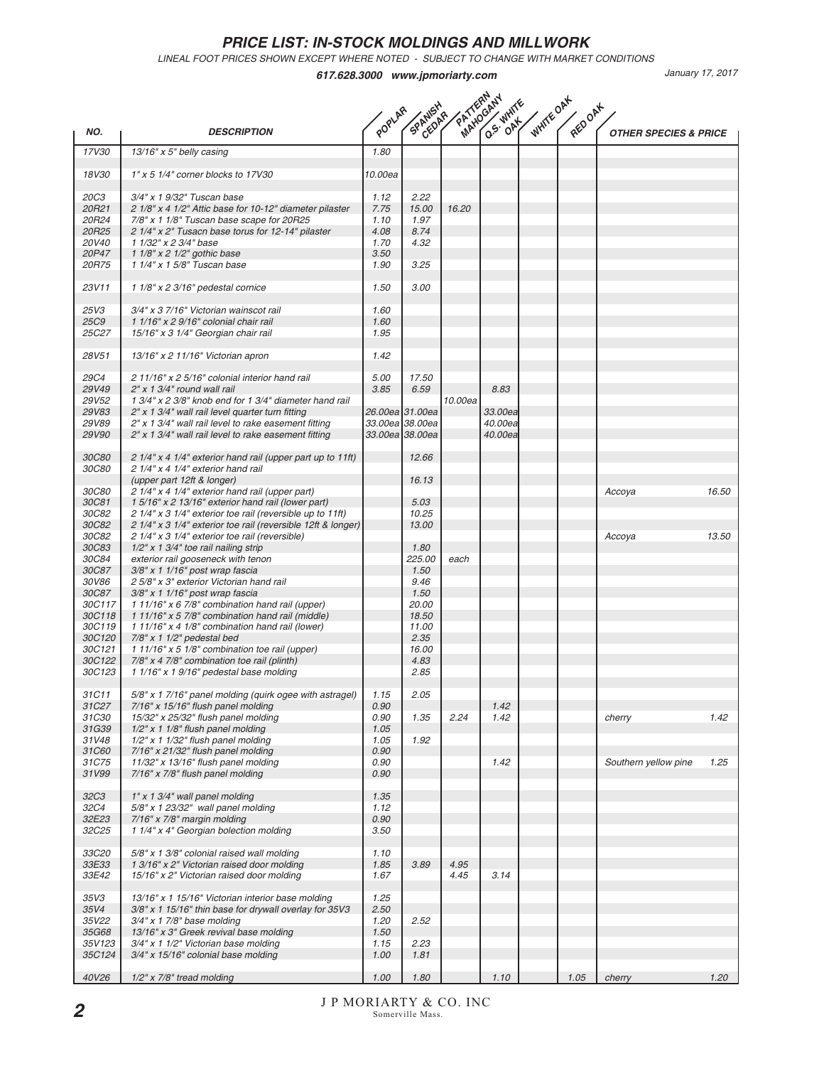# PRICE LIST: IN-STOCK MOLDINGS AND MILLWORK

*LINEAL FOOT PRICES SHOWN EXCEPT WHERE NOTED - SUBJECT TO CHANGE WITH MARKET CONDITIONS*

**617.628.3000 www.jpmoriarty.com**

*January 17, 2017*

| NO. | DESCRIPTION | POPLAR | SPANISH CEDAR | PATTERN MAHOGANY | Q.S. WHITE OAK | WHITE OAK | RED OAK | OTHER SPECIES & PRICE | |
|---|---|---|---|---|---|---|---|---|---|
| 17V30 | 13/16" x 5" belly casing | 1.80 | | | | | | | |
| 18V30 | 1" x 5 1/4" corner blocks to 17V30 | 10.00ea | | | | | | | |
| 20C3 | 3/4" x 1 9/32" Tuscan base | 1.12 | 2.22 | | | | | | |
| 20R21 | 2 1/8" x 4 1/2" Attic base for 10-12" diameter pilaster | 7.75 | 15.00 | 16.20 | | | | | |
| 20R24 | 7/8" x 1 1/8" Tuscan base scape for 20R25 | 1.10 | 1.97 | | | | | | |
| 20R25 | 2 1/4" x 2" Tusacn base torus for 12-14" pilaster | 4.08 | 8.74 | | | | | | |
| 20V40 | 1 1/32" x 2 3/4" base | 1.70 | 4.32 | | | | | | |
| 20P47 | 1 1/8" x 2 1/2" gothic base | 3.50 | | | | | | | |
| 20R75 | 1 1/4" x 1 5/8" Tuscan base | 1.90 | 3.25 | | | | | | |
| 23V11 | 1 1/8" x 2 3/16" pedestal cornice | 1.50 | 3.00 | | | | | | |
| 25V3 | 3/4" x 3 7/16" Victorian wainscot rail | 1.60 | | | | | | | |
| 25C9 | 1 1/16" x 2 9/16" colonial chair rail | 1.60 | | | | | | | |
| 25C27 | 15/16" x 3 1/4" Georgian chair rail | 1.95 | | | | | | | |
| 28V51 | 13/16" x 2 11/16" Victorian apron | 1.42 | | | | | | | |
| 29C4 | 2 11/16" x 2 5/16" colonial interior hand rail | 5.00 | 17.50 | | | | | | |
| 29V49 | 2" x 1 3/4" round wall rail | 3.85 | 6.59 | | 8.83 | | | | |
| 29V52 | 1 3/4" x 2 3/8" knob end for 1 3/4" diameter hand rail | | | 10.00ea | | | | | |
| 29V83 | 2" x 1 3/4" wall rail level quarter turn fitting | 26.00ea | 31.00ea | | 33.00ea | | | | |
| 29V89 | 2" x 1 3/4" wall rail level to rake easement fitting | 33.00ea | 38.00ea | | 40.00ea | | | | |
| 29V90 | 2" x 1 3/4" wall rail level to rake easement fitting | 33.00ea | 38.00ea | | 40.00ea | | | | |
| 30C80 | 2 1/4" x 4 1/4" exterior hand rail (upper part up to 11ft) | | 12.66 | | | | | | |
| 30C80 | 2 1/4" x 4 1/4" exterior hand rail (upper part 12ft & longer) | | 16.13 | | | | | | |
| 30C80 | 2 1/4" x 4 1/4" exterior hand rail (upper part) | | | | | | | Accoya | 16.50 |
| 30C81 | 1 5/16" x 2 13/16" exterior hand rail (lower part) | | 5.03 | | | | | | |
| 30C82 | 2 1/4" x 3 1/4" exterior toe rail (reversible up to 11ft) | | 10.25 | | | | | | |
| 30C82 | 2 1/4" x 3 1/4" exterior toe rail (reversible 12ft & longer) | | 13.00 | | | | | | |
| 30C82 | 2 1/4" x 3 1/4" exterior toe rail (reversible) | | | | | | | Accoya | 13.50 |
| 30C83 | 1/2" x 1 3/4" toe rail nailing strip | | 1.80 | | | | | | |
| 30C84 | exterior rail gooseneck with tenon | | 225.00 | each | | | | | |
| 30C87 | 3/8" x 1 1/16" post wrap fascia | | 1.50 | | | | | | |
| 30V86 | 2 5/8" x 3" exterior Victorian hand rail | | 9.46 | | | | | | |
| 30C87 | 3/8" x 1 1/16" post wrap fascia | | 1.50 | | | | | | |
| 30C117 | 1 11/16" x 6 7/8" combination hand rail (upper) | | 20.00 | | | | | | |
| 30C118 | 1 11/16" x 5 7/8" combination hand rail (middle) | | 18.50 | | | | | | |
| 30C119 | 1 11/16" x 4 1/8" combination hand rail (lower) | | 11.00 | | | | | | |
| 30C120 | 7/8" x 1 1/2" pedestal bed | | 2.35 | | | | | | |
| 30C121 | 1 11/16" x 5 1/8" combination toe rail (upper) | | 16.00 | | | | | | |
| 30C122 | 7/8" x 4 7/8" combination toe rail (plinth) | | 4.83 | | | | | | |
| 30C123 | 1 1/16" x 1 9/16" pedestal base molding | | 2.85 | | | | | | |
| 31C11 | 5/8" x 1 7/16" panel molding (quirk ogee with astragel) | 1.15 | 2.05 | | | | | | |
| 31C27 | 7/16" x 15/16" flush panel molding | 0.90 | | | 1.42 | | | | |
| 31C30 | 15/32" x 25/32" flush panel molding | 0.90 | 1.35 | 2.24 | 1.42 | | | cherry | 1.42 |
| 31G39 | 1/2" x 1 1/8" flush panel molding | 1.05 | | | | | | | |
| 31V48 | 1/2" x 1 1/32" flush panel molding | 1.05 | 1.92 | | | | | | |
| 31C60 | 7/16" x 21/32" flush panel molding | 0.90 | | | | | | | |
| 31C75 | 11/32" x 13/16" flush panel molding | 0.90 | | | 1.42 | | | Southern yellow pine | 1.25 |
| 31V99 | 7/16" x 7/8" flush panel molding | 0.90 | | | | | | | |
| 32C3 | 1" x 1 3/4" wall panel molding | 1.35 | | | | | | | |
| 32C4 | 5/8" x 1 23/32" wall panel molding | 1.12 | | | | | | | |
| 32E23 | 7/16" x 7/8" margin molding | 0.90 | | | | | | | |
| 32C25 | 1 1/4" x 4" Georgian bolection molding | 3.50 | | | | | | | |
| 33C20 | 5/8" x 1 3/8" colonial raised wall molding | 1.10 | | | | | | | |
| 33E33 | 1 3/16" x 2" Victorian raised door molding | 1.85 | 3.89 | 4.95 | | | | | |
| 33E42 | 15/16" x 2" Victorian raised door molding | 1.67 | | 4.45 | 3.14 | | | | |
| 35V3 | 13/16" x 1 15/16" Victorian interior base molding | 1.25 | | | | | | | |
| 35V4 | 3/8" x 1 15/16" thin base for drywall overlay for 35V3 | 2.50 | | | | | | | |
| 35V22 | 3/4" x 1 7/8" base molding | 1.20 | 2.52 | | | | | | |
| 35G68 | 13/16" x 3" Greek revival base molding | 1.50 | | | | | | | |
| 35V123 | 3/4" x 1 1/2" Victorian base molding | 1.15 | 2.23 | | | | | | |
| 35C124 | 3/4" x 15/16" colonial base molding | 1.00 | 1.81 | | | | | | |
| 40V26 | 1/2" x 7/8" tread molding | 1.00 | 1.80 | | 1.10 | | 1.05 | cherry | 1.20 |

J P MORIARTY & CO. INC
Somerville Mass.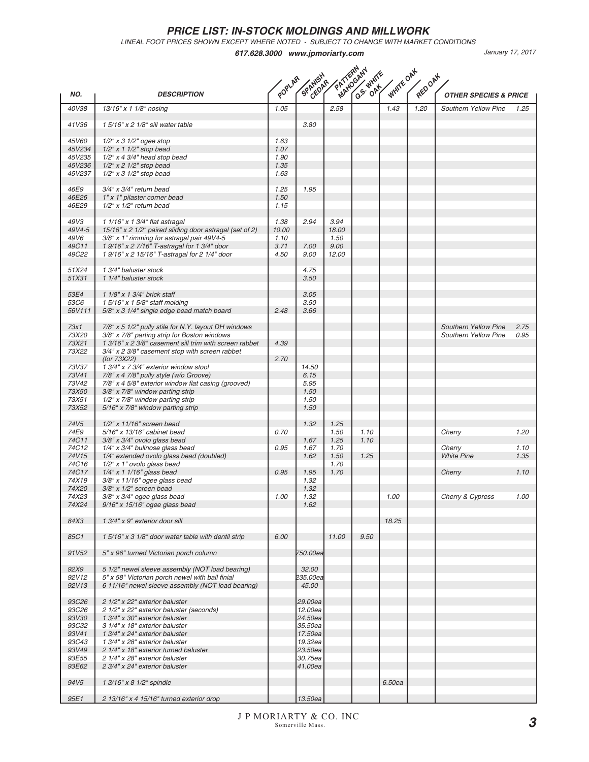# PRICE LIST: IN-STOCK MOLDINGS AND MILLWORK

*LINEAL FOOT PRICES SHOWN EXCEPT WHERE NOTED - SUBJECT TO CHANGE WITH MARKET CONDITIONS*

**617.628.3000 www.jpmoriarty.com**

*January 17, 2017*

| NO. | DESCRIPTION | POPLAR | SPANISH CEDAR | PATTERN MAHOGANY | Q.S. WHITE OAK | WHITE OAK | RED OAK | OTHER SPECIES & PRICE | |
|---|---|---|---|---|---|---|---|---|---|
| 40V38 | 13/16" x 1 1/8" nosing | 1.05 | | 2.58 | | 1.43 | 1.20 | Southern Yellow Pine | 1.25 |
| 41V36 | 1 5/16" x 2 1/8" sill water table | | 3.80 | | | | | | |
| 45V60 | 1/2" x 3 1/2" ogee stop | 1.63 | | | | | | | |
| 45V234 | 1/2" x 1 1/2" stop bead | 1.07 | | | | | | | |
| 45V235 | 1/2" x 4 3/4" head stop bead | 1.90 | | | | | | | |
| 45V236 | 1/2" x 2 1/2" stop bead | 1.35 | | | | | | | |
| 45V237 | 1/2" x 3 1/2" stop bead | 1.63 | | | | | | | |
| 46E9 | 3/4" x 3/4" return bead | 1.25 | 1.95 | | | | | | |
| 46E26 | 1" x 1" pilaster corner bead | 1.50 | | | | | | | |
| 46E29 | 1/2" x 1/2" return bead | 1.15 | | | | | | | |
| 49V3 | 1 1/16" x 1 3/4" flat astragal | 1.38 | 2.94 | 3.94 | | | | | |
| 49V4-5 | 15/16" x 2 1/2" paired sliding door astragal (set of 2) | 10.00 | | 18.00 | | | | | |
| 49V6 | 3/8" x 1" rimming for astragal pair 49V4-5 | 1.10 | | 1.50 | | | | | |
| 49C11 | 1 9/16" x 2 7/16" T-astragal for 1 3/4" door | 3.71 | 7.00 | 9.00 | | | | | |
| 49C22 | 1 9/16" x 2 15/16" T-astragal for 2 1/4" door | 4.50 | 9.00 | 12.00 | | | | | |
| 51X24 | 1 3/4" baluster stock | | 4.75 | | | | | | |
| 51X31 | 1 1/4" baluster stock | | 3.50 | | | | | | |
| 53E4 | 1 1/8" x 1 3/4" brick staff | | 3.05 | | | | | | |
| 53C6 | 1 5/16" x 1 5/8" staff molding | | 3.50 | | | | | | |
| 56V111 | 5/8" x 3 1/4" single edge bead match board | 2.48 | 3.66 | | | | | | |
| 73x1 | 7/8" x 5 1/2" pully stile for N.Y. layout DH windows | | | | | | | Southern Yellow Pine | 2.75 |
| 73X20 | 3/8" x 7/8" parting strip for Boston windows | | | | | | | Southern Yellow Pine | 0.95 |
| 73X21 | 1 3/16" x 2 3/8" casement sill trim with screen rabbet | 4.39 | | | | | | | |
| 73X22 | 3/4" x 2 3/8" casement stop with screen rabbet (for 73X22) | 2.70 | | | | | | | |
| 73V37 | 1 3/4" x 7 3/4" exterior window stool | | 14.50 | | | | | | |
| 73V41 | 7/8" x 4 7/8" pully style (w/o Groove) | | 6.15 | | | | | | |
| 73V42 | 7/8" x 4 5/8" exterior window flat casing (grooved) | | 5.95 | | | | | | |
| 73X50 | 3/8" x 7/8" window parting strip | | 1.50 | | | | | | |
| 73X51 | 1/2" x 7/8" window parting strip | | 1.50 | | | | | | |
| 73X52 | 5/16" x 7/8" window parting strip | | 1.50 | | | | | | |
| 74V5 | 1/2" x 11/16" screen bead | | 1.32 | 1.25 | | | | | |
| 74E9 | 5/16" x 13/16" cabinet bead | 0.70 | | 1.50 | 1.10 | | | Cherry | 1.20 |
| 74C11 | 3/8" x 3/4" ovolo glass bead | | 1.67 | 1.25 | 1.10 | | | | |
| 74C12 | 1/4" x 3/4" bullnose glass bead | 0.95 | 1.67 | 1.70 | | | | Cherry | 1.10 |
| 74V15 | 1/4" extended ovolo glass bead (doubled) | | 1.62 | 1.50 | 1.25 | | | White Pine | 1.35 |
| 74C16 | 1/2" x 1" ovolo glass bead | | | 1.70 | | | | | |
| 74C17 | 1/4" x 1 1/16" glass bead | 0.95 | 1.95 | 1.70 | | | | Cherry | 1.10 |
| 74X19 | 3/8" x 11/16" ogee glass bead | | 1.32 | | | | | | |
| 74X20 | 3/8" x 1/2" screen bead | | 1.32 | | | | | | |
| 74X23 | 3/8" x 3/4" ogee glass bead | 1.00 | 1.32 | | | 1.00 | | Cherry & Cypress | 1.00 |
| 74X24 | 9/16" x 15/16" ogee glass bead | | 1.62 | | | | | | |
| 84X3 | 1 3/4" x 9" exterior door sill | | | | | 18.25 | | | |
| 85C1 | 1 5/16" x 3 1/8" door water table with dentil strip | 6.00 | | 11.00 | 9.50 | | | | |
| 91V52 | 5" x 96" turned Victorian porch column | | 750.00ea | | | | | | |
| 92X9 | 5 1/2" newel sleeve assembly (NOT load bearing) | | 32.00 | | | | | | |
| 92V12 | 5" x 58" Victorian porch newel with ball finial | | 235.00ea | | | | | | |
| 92V13 | 6 11/16" newel sleeve assembly (NOT load bearing) | | 45.00 | | | | | | |
| 93C26 | 2 1/2" x 22" exterior baluster | | 29.00ea | | | | | | |
| 93C26 | 2 1/2" x 22" exterior baluster (seconds) | | 12.00ea | | | | | | |
| 93V30 | 1 3/4" x 30" exterior baluster | | 24.50ea | | | | | | |
| 93C32 | 3 1/4" x 18" exterior baluster | | 35.50ea | | | | | | |
| 93V41 | 1 3/4" x 24" exterior baluster | | 17.50ea | | | | | | |
| 93C43 | 1 3/4" x 28" exterior baluster | | 19.32ea | | | | | | |
| 93V49 | 2 1/4" x 18" exterior turned baluster | | 23.50ea | | | | | | |
| 93E55 | 2 1/4" x 28" exterior baluster | | 30.75ea | | | | | | |
| 93E62 | 2 3/4" x 24" exterior baluster | | 41.00ea | | | | | | |
| 94V5 | 1 3/16" x 8 1/2" spindle | | | | | 6.50ea | | | |
| 95E1 | 2 13/16" x 4 15/16" turned exterior drop | | 13.50ea | | | | | | |

J P MORIARTY & CO. INC
Somerville Mass.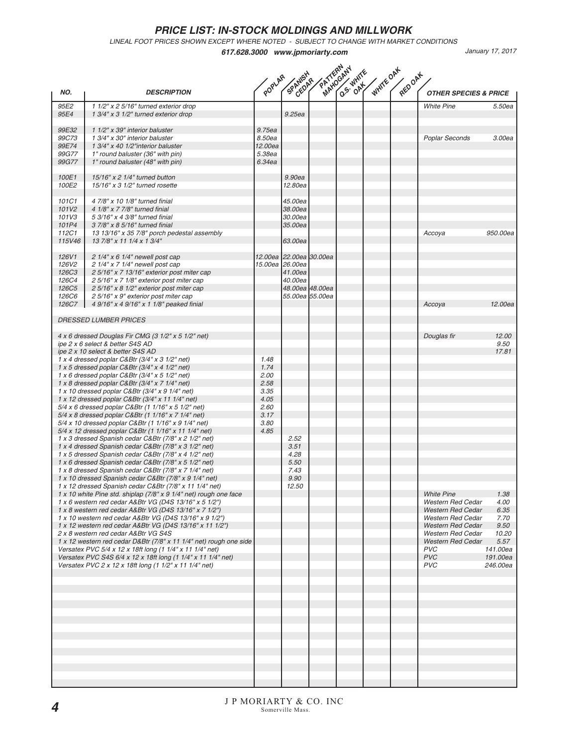# PRICE LIST: IN-STOCK MOLDINGS AND MILLWORK

*LINEAL FOOT PRICES SHOWN EXCEPT WHERE NOTED - SUBJECT TO CHANGE WITH MARKET CONDITIONS*

**617.628.3000 www.jpmoriarty.com**

*January 17, 2017*

| NO. | DESCRIPTION | POPLAR | SPANISH CEDAR | PATTERN MAHOGANY | Q.S. WHITE OAK | WHITE OAK | RED OAK | OTHER SPECIES & PRICE | |
|---|---|---|---|---|---|---|---|---|---|
| 95E2 | 1 1/2" x 2 5/16" turned exterior drop | | | | | | | White Pine | 5.50ea |
| 95E4 | 1 3/4" x 3 1/2" turned exterior drop | | 9.25ea | | | | | | |
| 99E32 | 1 1/2" x 39" interior baluster | 9.75ea | | | | | | | |
| 99C73 | 1 3/4" x 30" interior baluster | 8.50ea | | | | | | Poplar Seconds | 3.00ea |
| 99E74 | 1 3/4" x 40 1/2"interior baluster | 12.00ea | | | | | | | |
| 99G77 | 1" round baluster (36" with pin) | 5.38ea | | | | | | | |
| 99G77 | 1" round baluster (48" with pin) | 6.34ea | | | | | | | |
| 100E1 | 15/16" x 2 1/4" turned button | | 9.90ea | | | | | | |
| 100E2 | 15/16" x 3 1/2" turned rosette | | 12.80ea | | | | | | |
| 101C1 | 4 7/8" x 10 1/8" turned finial | | 45.00ea | | | | | | |
| 101V2 | 4 1/8" x 7 7/8" turned finial | | 38.00ea | | | | | | |
| 101V3 | 5 3/16" x 4 3/8" turned finial | | 30.00ea | | | | | | |
| 101P4 | 3 7/8" x 8 5/16" turned finial | | 35.00ea | | | | | | |
| 112C1 | 13 13/16" x 35 7/8" porch pedestal assembly | | | | | | | Accoya | 950.00ea |
| 115V46 | 13 7/8" x 11 1/4 x 1 3/4" | | 63.00ea | | | | | | |
| 126V1 | 2 1/4" x 6 1/4" newell post cap | 12.00ea | 22.00ea | 30.00ea | | | | | |
| 126V2 | 2 1/4" x 7 1/4" newell post cap | 15.00ea | 26.00ea | | | | | | |
| 126C3 | 2 5/16" x 7 13/16" exterior post miter cap | | 41.00ea | | | | | | |
| 126C4 | 2 5/16" x 7 1/8" exterior post miter cap | | 40.00ea | | | | | | |
| 126C5 | 2 5/16" x 8 1/2" exterior post miter cap | | 48.00ea | 48.00ea | | | | | |
| 126C6 | 2 5/16" x 9" exterior post miter cap | | 55.00ea | 55.00ea | | | | | |
| 126C7 | 4 9/16" x 4 9/16" x 1 1/8" peaked finial | | | | | | | Accoya | 12.00ea |
| | DRESSED LUMBER PRICES | | | | | | | | |
| | 4 x 6 dressed Douglas Fir CMG (3 1/2" x 5 1/2" net) | | | | | | | Douglas fir | 12.00 |
| | ipe 2 x 6 select & better S4S AD | | | | | | | | 9.50 |
| | ipe 2 x 10 select & better S4S AD | | | | | | | | 17.81 |
| | 1 x 4 dressed poplar C&Btr (3/4" x 3 1/2" net) | 1.48 | | | | | | | |
| | 1 x 5 dressed poplar C&Btr (3/4" x 4 1/2" net) | 1.74 | | | | | | | |
| | 1 x 6 dressed poplar C&Btr (3/4" x 5 1/2" net) | 2.00 | | | | | | | |
| | 1 x 8 dressed poplar C&Btr (3/4" x 7 1/4" net) | 2.58 | | | | | | | |
| | 1 x 10 dressed poplar C&Btr (3/4" x 9 1/4" net) | 3.35 | | | | | | | |
| | 1 x 12 dressed poplar C&Btr (3/4" x 11 1/4" net) | 4.05 | | | | | | | |
| | 5/4 x 6 dressed poplar C&Btr (1 1/16" x 5 1/2" net) | 2.60 | | | | | | | |
| | 5/4 x 8 dressed poplar C&Btr (1 1/16" x 7 1/4" net) | 3.17 | | | | | | | |
| | 5/4 x 10 dressed poplar C&Btr (1 1/16" x 9 1/4" net) | 3.80 | | | | | | | |
| | 5/4 x 12 dressed poplar C&Btr (1 1/16" x 11 1/4" net) | 4.85 | | | | | | | |
| | 1 x 3 dressed Spanish cedar C&Btr (7/8" x 2 1/2" net) | | 2.52 | | | | | | |
| | 1 x 4 dressed Spanish cedar C&Btr (7/8" x 3 1/2" net) | | 3.51 | | | | | | |
| | 1 x 5 dressed Spanish cedar C&Btr (7/8" x 4 1/2" net) | | 4.28 | | | | | | |
| | 1 x 6 dressed Spanish cedar C&Btr (7/8" x 5 1/2" net) | | 5.50 | | | | | | |
| | 1 x 8 dressed Spanish cedar C&Btr (7/8" x 7 1/4" net) | | 7.43 | | | | | | |
| | 1 x 10 dressed Spanish cedar C&Btr (7/8" x 9 1/4" net) | | 9.90 | | | | | | |
| | 1 x 12 dressed Spanish cedar C&Btr (7/8" x 11 1/4" net) | | 12.50 | | | | | | |
| | 1 x 10 white Pine std. shiplap (7/8" x 9 1/4" net) rough one face | | | | | | | White Pine | 1.38 |
| | 1 x 6 western red cedar A&Btr VG (D4S 13/16" x 5 1/2") | | | | | | | Western Red Cedar | 4.00 |
| | 1 x 8 western red cedar A&Btr VG (D4S 13/16" x 7 1/2") | | | | | | | Western Red Cedar | 6.35 |
| | 1 x 10 western red cedar A&Btr VG (D4S 13/16" x 9 1/2") | | | | | | | Western Red Cedar | 7.70 |
| | 1 x 12 western red cedar A&Btr VG (D4S 13/16" x 11 1/2") | | | | | | | Western Red Cedar | 9.50 |
| | 2 x 8 western red cedar A&Btr VG S4S | | | | | | | Western Red Cedar | 10.20 |
| | 1 x 12 western red cedar D&Btr (7/8" x 11 1/4" net) rough one side | | | | | | | Western Red Cedar | 5.57 |
| | Versatex PVC 5/4 x 12 x 18ft long (1 1/4" x 11 1/4" net) | | | | | | | PVC | 141.00ea |
| | Versatex PVC S4S 6/4 x 12 x 18ft long (1 1/4" x 11 1/4" net) | | | | | | | PVC | 191.00ea |
| | Versatex PVC 2 x 12 x 18ft long (1 1/2" x 11 1/4" net) | | | | | | | PVC | 246.00ea |

J P MORIARTY & CO. INC
Somerville Mass.